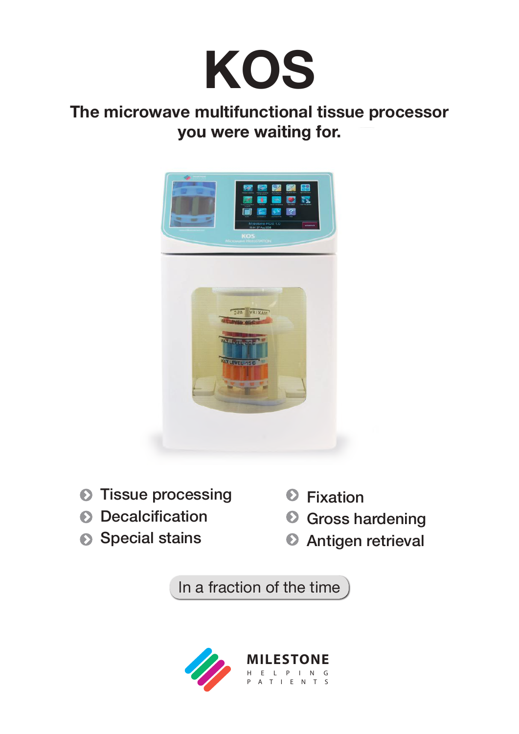# KOS

## The microwave multifunctional tissue processor you were waiting for.

- Tissue processing
- Decalcification
- Special stains
- Fixation
- Gross hardening
- Antigen retrieval

In a fraction of the time

MILESTONE
HELPING PATIENTS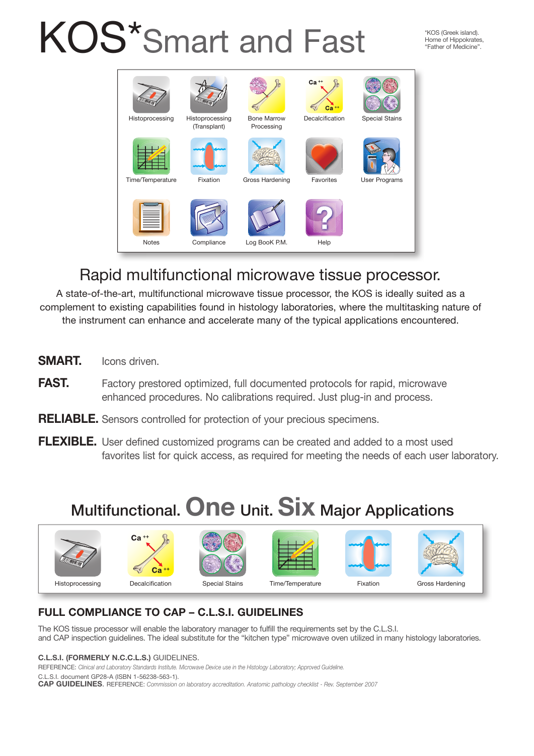# KOS*Smart and Fast

*KOS (Greek island). Home of Hippokrates, "Father of Medicine".

Histoprocessing · Histoprocessing (Transplant) · Bone Marrow Processing · Decalcification · Special Stains

Time/Temperature · Fixation · Gross Hardening · Favorites · User Programs

Notes · Compliance · Log BooK P.M. · Help

## Rapid multifunctional microwave tissue processor.

A state-of-the-art, multifunctional microwave tissue processor, the KOS is ideally suited as a complement to existing capabilities found in histology laboratories, where the multitasking nature of the instrument can enhance and accelerate many of the typical applications encountered.

**SMART.** Icons driven.

**FAST.** Factory prestored optimized, full documented protocols for rapid, microwave enhanced procedures. No calibrations required. Just plug-in and process.

**RELIABLE.** Sensors controlled for protection of your precious specimens.

**FLEXIBLE.** User defined customized programs can be created and added to a most used favorites list for quick access, as required for meeting the needs of each user laboratory.

## Multifunctional. One Unit. Six Major Applications

Histoprocessing · Decalcification · Special Stains · Time/Temperature · Fixation · Gross Hardening

### FULL COMPLIANCE TO CAP – C.L.S.I. GUIDELINES

The KOS tissue processor will enable the laboratory manager to fulfill the requirements set by the C.L.S.I. and CAP inspection guidelines. The ideal substitute for the "kitchen type" microwave oven utilized in many histology laboratories.

**C.L.S.I. (FORMERLY N.C.C.L.S.)** GUIDELINES.
REFERENCE: *Clinical and Laboratory Standards Institute. Microwave Device use in the Histology Laboratory; Approved Guideline.*
C.L.S.I. document GP28-A (ISBN 1-56238-563-1).
**CAP GUIDELINES**. REFERENCE: *Commission on laboratory accreditation. Anatomic pathology checklist - Rev. September 2007*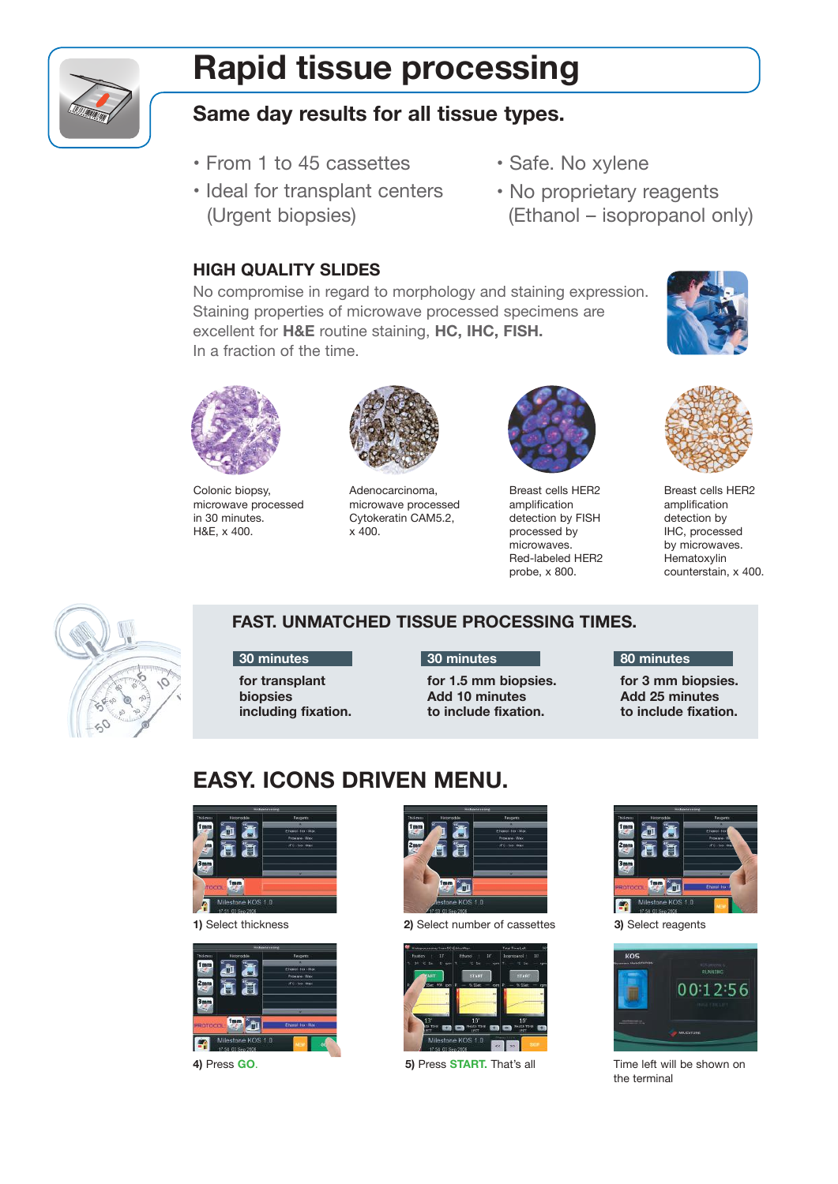# Rapid tissue processing

## Same day results for all tissue types.

- From 1 to 45 cassettes
- Ideal for transplant centers (Urgent biopsies)
- Safe. No xylene
- No proprietary reagents (Ethanol – isopropanol only)

### HIGH QUALITY SLIDES

No compromise in regard to morphology and staining expression. Staining properties of microwave processed specimens are excellent for **H&E** routine staining, **HC, IHC, FISH.** In a fraction of the time.

Colonic biopsy, microwave processed in 30 minutes. H&E, x 400.

Adenocarcinoma, microwave processed Cytokeratin CAM5.2, x 400.

Breast cells HER2 amplification detection by FISH processed by microwaves. Red-labeled HER2 probe, x 800.

Breast cells HER2 amplification detection by IHC, processed by microwaves. Hematoxylin counterstain, x 400.

### FAST. UNMATCHED TISSUE PROCESSING TIMES.

**30 minutes**
**for transplant biopsies including fixation.**

**30 minutes**
**for 1.5 mm biopsies. Add 10 minutes to include fixation.**

**80 minutes**
**for 3 mm biopsies. Add 25 minutes to include fixation.**

## EASY. ICONS DRIVEN MENU.

**1)** Select thickness

**2)** Select number of cassettes

**3)** Select reagents

**4)** Press **GO**.

**5)** Press **START.** That's all

Time left will be shown on the terminal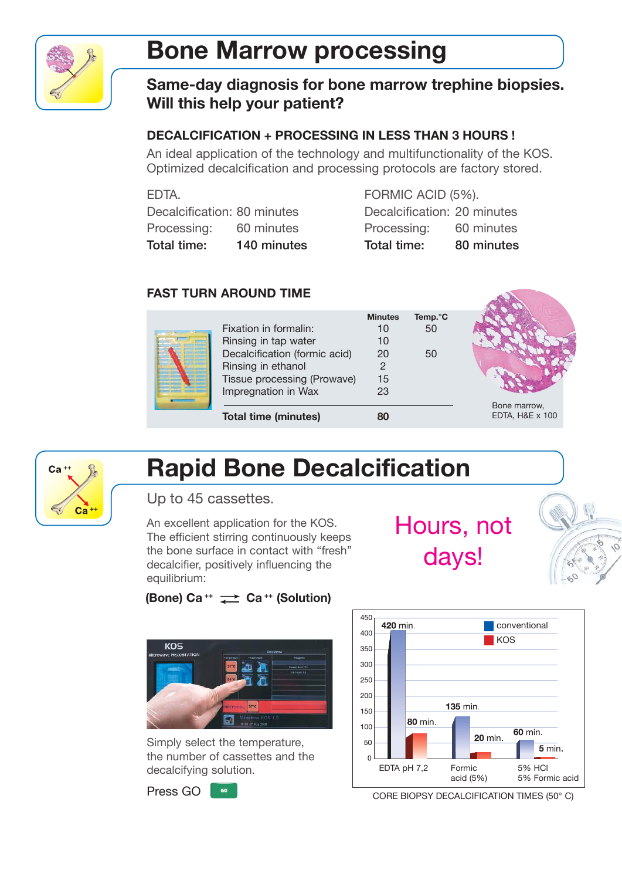# Bone Marrow processing

## Same-day diagnosis for bone marrow trephine biopsies. Will this help your patient?

### DECALCIFICATION + PROCESSING IN LESS THAN 3 HOURS !

An ideal application of the technology and multifunctionality of the KOS. Optimized decalcification and processing protocols are factory stored.

EDTA.
Decalcification: 80 minutes
Processing: 60 minutes
**Total time: 140 minutes**

FORMIC ACID (5%).
Decalcification: 20 minutes
Processing: 60 minutes
**Total time: 80 minutes**

### FAST TURN AROUND TIME

| | Minutes | Temp.°C |
|---|---|---|
| Fixation in formalin: | 10 | 50 |
| Rinsing in tap water | 10 | |
| Decalcification (formic acid) | 20 | 50 |
| Rinsing in ethanol | 2 | |
| Tissue processing (Prowave) | 15 | |
| Impregnation in Wax | 23 | |
| **Total time (minutes)** | **80** | |

Bone marrow, EDTA, H&E x 100

# Rapid Bone Decalcification

Up to 45 cassettes.

An excellent application for the KOS. The efficient stirring continuously keeps the bone surface in contact with "fresh" decalcifier, positively influencing the equilibrium:

**(Bone) $Ca^{++} \rightleftharpoons Ca^{++}$ (Solution)**

Hours, not days!

Simply select the temperature, the number of cassettes and the decalcifying solution.

Press GO

| | conventional | KOS |
|---|---|---|
| EDTA pH 7,2 | 420 min. | 80 min. |
| Formic acid (5%) | 135 min. | 20 min. |
| 5% HCl 5% Formic acid | 60 min. | 5 min. |

CORE BIOPSY DECALCIFICATION TIMES (50° C)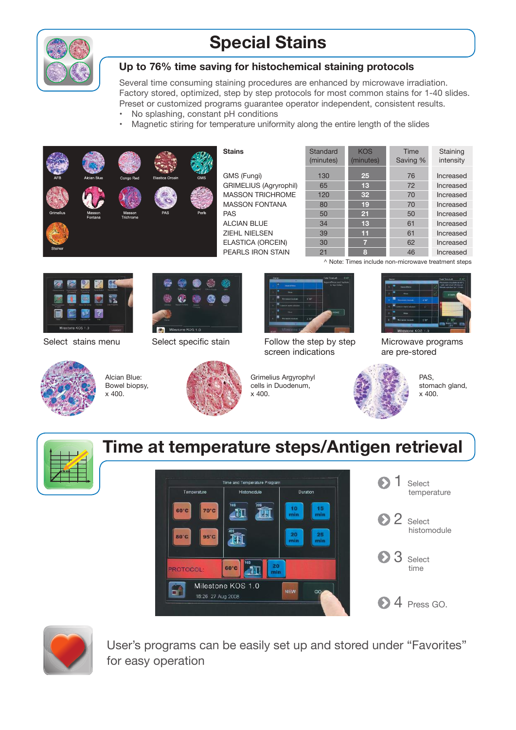# Special Stains

## Up to 76% time saving for histochemical staining protocols

Several time consuming staining procedures are enhanced by microwave irradiation. Factory stored, optimized, step by step protocols for most common stains for 1-40 slides. Preset or customized programs guarantee operator independent, consistent results.

- No splashing, constant pH conditions
- Magnetic stiring for temperature uniformity along the entire length of the slides

| Stains | Standard (minutes) | KOS (minutes) | Time Saving % | Staining intensity |
|---|---|---|---|---|
| GMS (Fungi) | 130 | 25 | 76 | Increased |
| GRIMELIUS (Agryrophil) | 65 | 13 | 72 | Increased |
| MASSON TRICHROME | 120 | 32 | 70 | Increased |
| MASSON FONTANA | 80 | 19 | 70 | Increased |
| PAS | 50 | 21 | 50 | Increased |
| ALCIAN BLUE | 34 | 13 | 61 | Increased |
| ZIEHL NIELSEN | 39 | 11 | 61 | Increased |
| ELASTICA (ORCEIN) | 30 | 7 | 62 | Increased |
| PEARLS IRON STAIN | 21 | 8 | 46 | Increased |

^ Note: Times include non-microwave treatment steps

Select stains menu

Select specific stain

Follow the step by step screen indications

Microwave programs are pre-stored

Alcian Blue: Bowel biopsy, x 400.

Grimelius Argyrophyl cells in Duodenum, x 400.

PAS, stomach gland, x 400.

# Time at temperature steps/Antigen retrieval

1. Select temperature
2. Select histomodule
3. Select time
4. Press GO.

User's programs can be easily set up and stored under "Favorites" for easy operation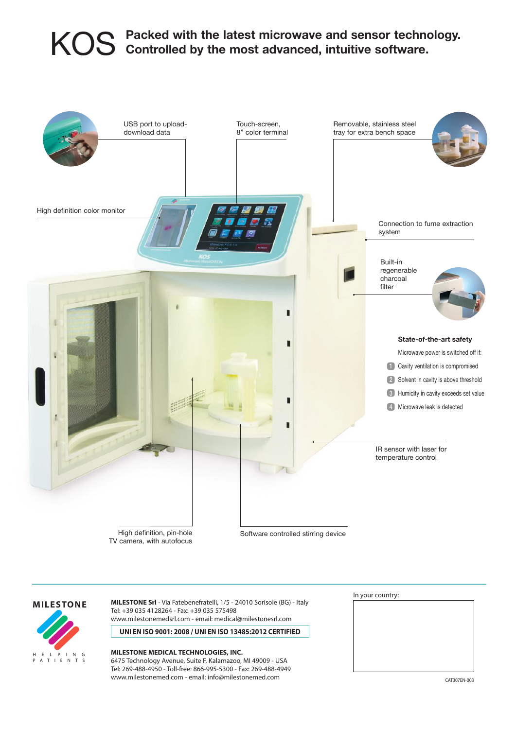# KOS Packed with the latest microwave and sensor technology. Controlled by the most advanced, intuitive software.

USB port to upload-download data

Touch-screen, 8" color terminal

Removable, stainless steel tray for extra bench space

High definition color monitor

Connection to fume extraction system

Built-in regenerable charcoal filter

**State-of-the-art safety**

Microwave power is switched off if:

1. Cavity ventilation is compromised
2. Solvent in cavity is above threshold
3. Humidity in cavity exceeds set value
4. Microwave leak is detected

IR sensor with laser for temperature control

High definition, pin-hole TV camera, with autofocus

Software controlled stirring device

**MILESTONE**

HELPING PATIENTS

**MILESTONE Srl** - Via Fatebenefratelli, 1/5 - 24010 Sorisole (BG) - Italy
Tel: +39 035 4128264 - Fax: +39 035 575498
www.milestonemedsrl.com - email: medical@milestonesrl.com

**UNI EN ISO 9001: 2008 / UNI EN ISO 13485:2012 CERTIFIED**

**MILESTONE MEDICAL TECHNOLOGIES, INC.**
6475 Technology Avenue, Suite F, Kalamazoo, MI 49009 - USA
Tel: 269-488-4950 - Toll-free: 866-995-5300 - Fax: 269-488-4949
www.milestonemed.com - email: info@milestonemed.com

In your country:

CAT307EN-003